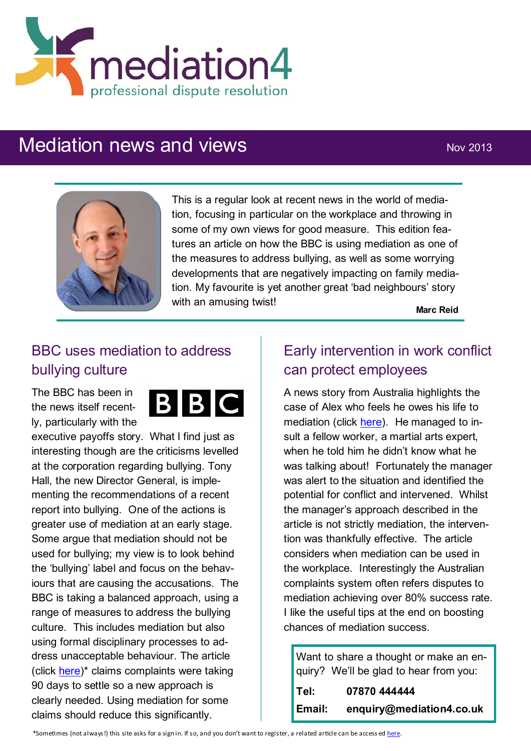mediation4

professional dispute resolution

# Mediation news and views

Nov 2013

This is a regular look at recent news in the world of mediation, focusing in particular on the workplace and throwing in some of my own views for good measure. This edition features an article on how the BBC is using mediation as one of the measures to address bullying, as well as some worrying developments that are negatively impacting on family mediation. My favourite is yet another great 'bad neighbours' story with an amusing twist!

**Marc Reid**

## BBC uses mediation to address bullying culture

The BBC has been in the news itself recently, particularly with the executive payoffs story. What I find just as interesting though are the criticisms levelled at the corporation regarding bullying. Tony Hall, the new Director General, is implementing the recommendations of a recent report into bullying. One of the actions is greater use of mediation at an early stage. Some argue that mediation should not be used for bullying; my view is to look behind the 'bullying' label and focus on the behaviours that are causing the accusations. The BBC is taking a balanced approach, using a range of measures to address the bullying culture. This includes mediation but also using formal disciplinary processes to address unacceptable behaviour. The article (click here)* claims complaints were taking 90 days to settle so a new approach is clearly needed. Using mediation for some claims should reduce this significantly.

## Early intervention in work conflict can protect employees

A news story from Australia highlights the case of Alex who feels he owes his life to mediation (click here). He managed to insult a fellow worker, a martial arts expert, when he told him he didn't know what he was talking about! Fortunately the manager was alert to the situation and identified the potential for conflict and intervened. Whilst the manager's approach described in the article is not strictly mediation, the intervention was thankfully effective. The article considers when mediation can be used in the workplace. Interestingly the Australian complaints system often refers disputes to mediation achieving over 80% success rate. I like the useful tips at the end on boosting chances of mediation success.

Want to share a thought or make an enquiry? We'll be glad to hear from you:

**Tel:** **07870 444444**

**Email:** **enquiry@mediation4.co.uk**

*Sometimes (not always!) this site asks for a sign in. If so, and you don't want to register, a related article can be accessed here.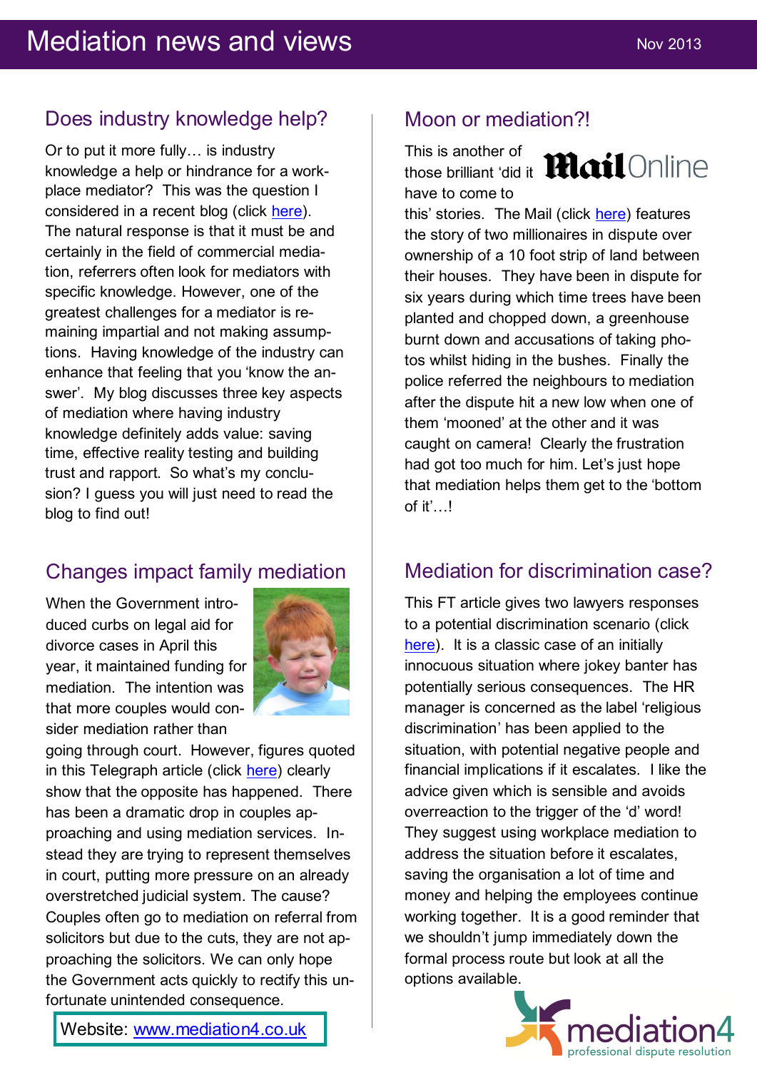# Mediation news and views

Nov 2013

## Does industry knowledge help?

Or to put it more fully… is industry knowledge a help or hindrance for a work-place mediator? This was the question I considered in a recent blog (click here). The natural response is that it must be and certainly in the field of commercial mediation, referrers often look for mediators with specific knowledge. However, one of the greatest challenges for a mediator is remaining impartial and not making assumptions. Having knowledge of the industry can enhance that feeling that you 'know the answer'. My blog discusses three key aspects of mediation where having industry knowledge definitely adds value: saving time, effective reality testing and building trust and rapport. So what's my conclusion? I guess you will just need to read the blog to find out!

## Changes impact family mediation

When the Government introduced curbs on legal aid for divorce cases in April this year, it maintained funding for mediation. The intention was that more couples would consider mediation rather than going through court. However, figures quoted in this Telegraph article (click here) clearly show that the opposite has happened. There has been a dramatic drop in couples approaching and using mediation services. Instead they are trying to represent themselves in court, putting more pressure on an already overstretched judicial system. The cause? Couples often go to mediation on referral from solicitors but due to the cuts, they are not approaching the solicitors. We can only hope the Government acts quickly to rectify this unfortunate unintended consequence.

Website: www.mediation4.co.uk

## Moon or mediation?!

MailOnline

This is another of those brilliant 'did it have to come to this' stories. The Mail (click here) features the story of two millionaires in dispute over ownership of a 10 foot strip of land between their houses. They have been in dispute for six years during which time trees have been planted and chopped down, a greenhouse burnt down and accusations of taking photos whilst hiding in the bushes. Finally the police referred the neighbours to mediation after the dispute hit a new low when one of them 'mooned' at the other and it was caught on camera! Clearly the frustration had got too much for him. Let's just hope that mediation helps them get to the 'bottom of it'…!

## Mediation for discrimination case?

This FT article gives two lawyers responses to a potential discrimination scenario (click here). It is a classic case of an initially innocuous situation where jokey banter has potentially serious consequences. The HR manager is concerned as the label 'religious discrimination' has been applied to the situation, with potential negative people and financial implications if it escalates. I like the advice given which is sensible and avoids overreaction to the trigger of the 'd' word! They suggest using workplace mediation to address the situation before it escalates, saving the organisation a lot of time and money and helping the employees continue working together. It is a good reminder that we shouldn't jump immediately down the formal process route but look at all the options available.

mediation4
professional dispute resolution